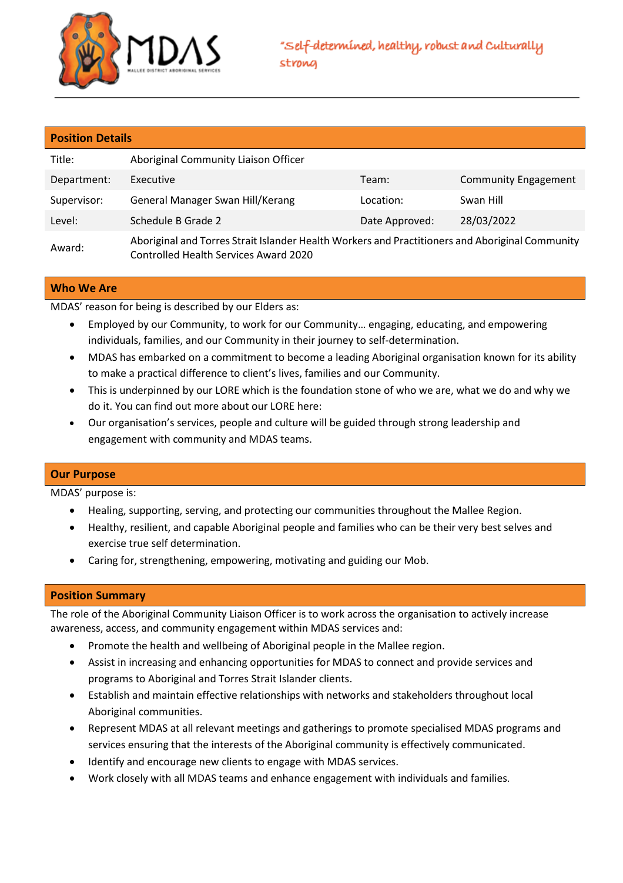MDAS

MALLEE DISTRICT ABORIGINAL SERVICES

*"Self-determined, healthy, robust and Culturally strong*

## Position Details

| | | | |
|---|---|---|---|
| Title: | Aboriginal Community Liaison Officer | | |
| Department: | Executive | Team: | Community Engagement |
| Supervisor: | General Manager Swan Hill/Kerang | Location: | Swan Hill |
| Level: | Schedule B Grade 2 | Date Approved: | 28/03/2022 |
| Award: | Aboriginal and Torres Strait Islander Health Workers and Practitioners and Aboriginal Community Controlled Health Services Award 2020 | | |

## Who We Are

MDAS' reason for being is described by our Elders as:

- Employed by our Community, to work for our Community… engaging, educating, and empowering individuals, families, and our Community in their journey to self-determination.
- MDAS has embarked on a commitment to become a leading Aboriginal organisation known for its ability to make a practical difference to client's lives, families and our Community.
- This is underpinned by our LORE which is the foundation stone of who we are, what we do and why we do it. You can find out more about our LORE here:
- Our organisation's services, people and culture will be guided through strong leadership and engagement with community and MDAS teams.

## Our Purpose

MDAS' purpose is:

- Healing, supporting, serving, and protecting our communities throughout the Mallee Region.
- Healthy, resilient, and capable Aboriginal people and families who can be their very best selves and exercise true self determination.
- Caring for, strengthening, empowering, motivating and guiding our Mob.

## Position Summary

The role of the Aboriginal Community Liaison Officer is to work across the organisation to actively increase awareness, access, and community engagement within MDAS services and:

- Promote the health and wellbeing of Aboriginal people in the Mallee region.
- Assist in increasing and enhancing opportunities for MDAS to connect and provide services and programs to Aboriginal and Torres Strait Islander clients.
- Establish and maintain effective relationships with networks and stakeholders throughout local Aboriginal communities.
- Represent MDAS at all relevant meetings and gatherings to promote specialised MDAS programs and services ensuring that the interests of the Aboriginal community is effectively communicated.
- Identify and encourage new clients to engage with MDAS services.
- Work closely with all MDAS teams and enhance engagement with individuals and families.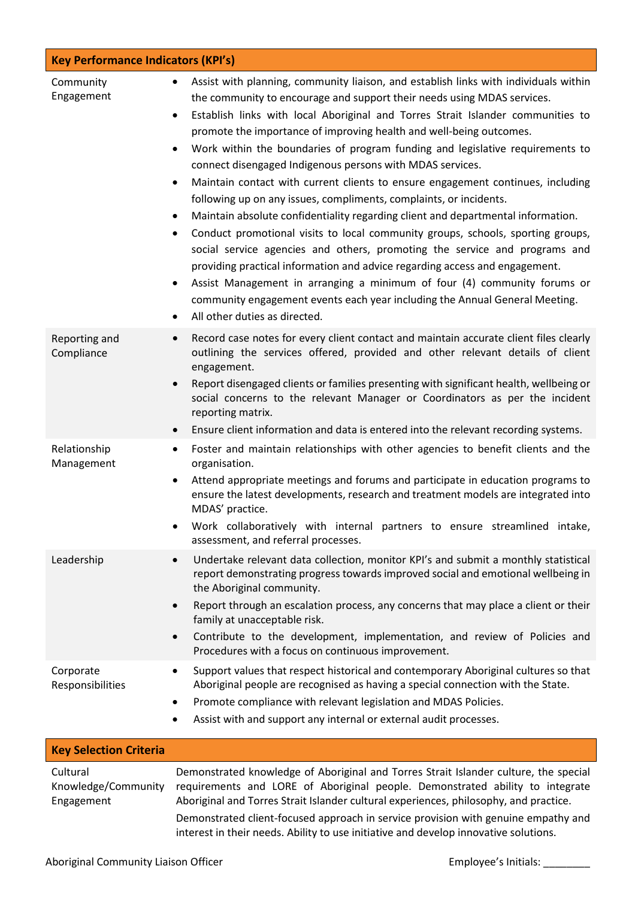| Key Performance Indicators (KPI's) | |
|---|---|
| Community Engagement | • Assist with planning, community liaison, and establish links with individuals within the community to encourage and support their needs using MDAS services.<br>• Establish links with local Aboriginal and Torres Strait Islander communities to promote the importance of improving health and well-being outcomes.<br>• Work within the boundaries of program funding and legislative requirements to connect disengaged Indigenous persons with MDAS services.<br>• Maintain contact with current clients to ensure engagement continues, including following up on any issues, compliments, complaints, or incidents.<br>• Maintain absolute confidentiality regarding client and departmental information.<br>• Conduct promotional visits to local community groups, schools, sporting groups, social service agencies and others, promoting the service and programs and providing practical information and advice regarding access and engagement.<br>• Assist Management in arranging a minimum of four (4) community forums or community engagement events each year including the Annual General Meeting.<br>• All other duties as directed. |
| Reporting and Compliance | • Record case notes for every client contact and maintain accurate client files clearly outlining the services offered, provided and other relevant details of client engagement.<br>• Report disengaged clients or families presenting with significant health, wellbeing or social concerns to the relevant Manager or Coordinators as per the incident reporting matrix.<br>• Ensure client information and data is entered into the relevant recording systems. |
| Relationship Management | • Foster and maintain relationships with other agencies to benefit clients and the organisation.<br>• Attend appropriate meetings and forums and participate in education programs to ensure the latest developments, research and treatment models are integrated into MDAS' practice.<br>• Work collaboratively with internal partners to ensure streamlined intake, assessment, and referral processes. |
| Leadership | • Undertake relevant data collection, monitor KPI's and submit a monthly statistical report demonstrating progress towards improved social and emotional wellbeing in the Aboriginal community.<br>• Report through an escalation process, any concerns that may place a client or their family at unacceptable risk.<br>• Contribute to the development, implementation, and review of Policies and Procedures with a focus on continuous improvement. |
| Corporate Responsibilities | • Support values that respect historical and contemporary Aboriginal cultures so that Aboriginal people are recognised as having a special connection with the State.<br>• Promote compliance with relevant legislation and MDAS Policies.<br>• Assist with and support any internal or external audit processes. |

| Key Selection Criteria | |
|---|---|
| Cultural Knowledge/Community Engagement | Demonstrated knowledge of Aboriginal and Torres Strait Islander culture, the special requirements and LORE of Aboriginal people. Demonstrated ability to integrate Aboriginal and Torres Strait Islander cultural experiences, philosophy, and practice.<br>Demonstrated client-focused approach in service provision with genuine empathy and interest in their needs. Ability to use initiative and develop innovative solutions. |

Aboriginal Community Liaison Officer Employee's Initials: ________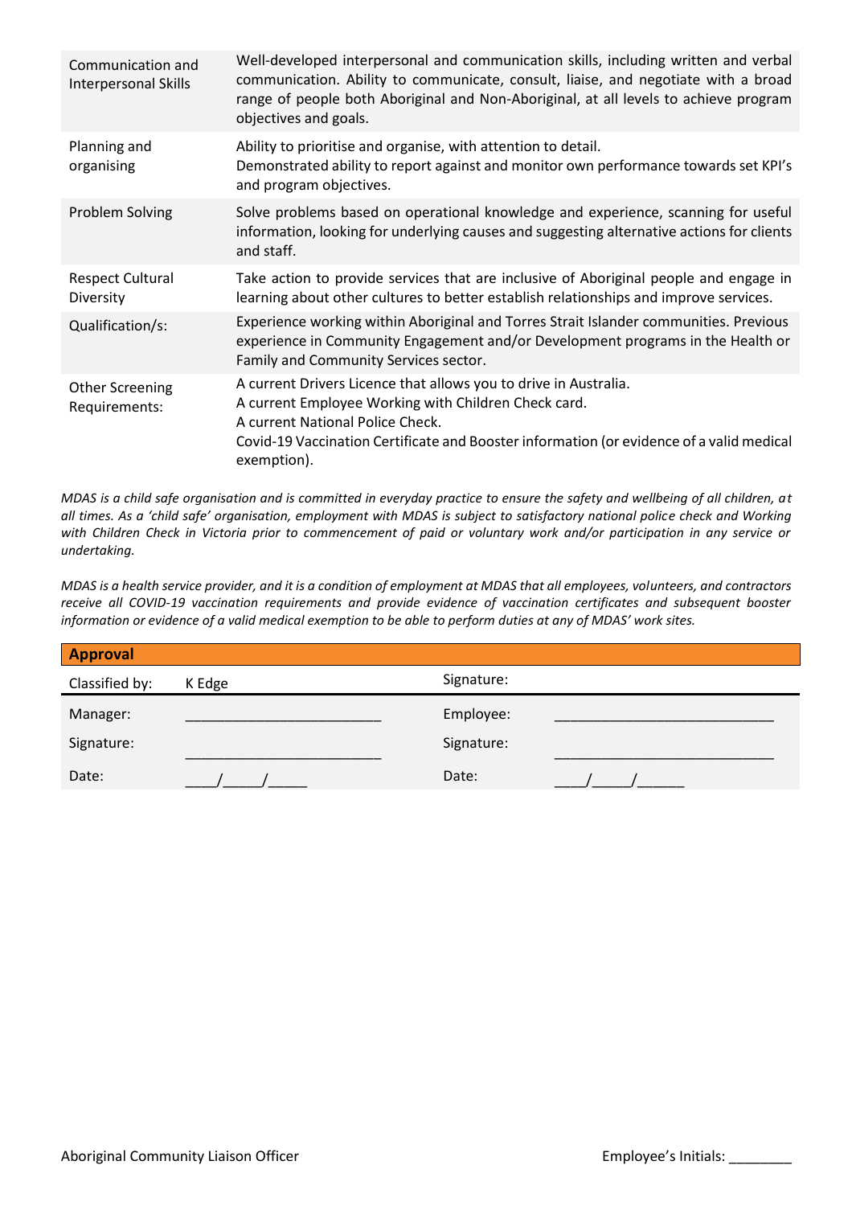| | |
|---|---|
| Communication and Interpersonal Skills | Well-developed interpersonal and communication skills, including written and verbal communication. Ability to communicate, consult, liaise, and negotiate with a broad range of people both Aboriginal and Non-Aboriginal, at all levels to achieve program objectives and goals. |
| Planning and organising | Ability to prioritise and organise, with attention to detail.<br>Demonstrated ability to report against and monitor own performance towards set KPI's and program objectives. |
| Problem Solving | Solve problems based on operational knowledge and experience, scanning for useful information, looking for underlying causes and suggesting alternative actions for clients and staff. |
| Respect Cultural Diversity | Take action to provide services that are inclusive of Aboriginal people and engage in learning about other cultures to better establish relationships and improve services. |
| Qualification/s: | Experience working within Aboriginal and Torres Strait Islander communities. Previous experience in Community Engagement and/or Development programs in the Health or Family and Community Services sector. |
| Other Screening Requirements: | A current Drivers Licence that allows you to drive in Australia.<br>A current Employee Working with Children Check card.<br>A current National Police Check.<br>Covid-19 Vaccination Certificate and Booster information (or evidence of a valid medical exemption). |

*MDAS is a child safe organisation and is committed in everyday practice to ensure the safety and wellbeing of all children, at all times. As a 'child safe' organisation, employment with MDAS is subject to satisfactory national police check and Working with Children Check in Victoria prior to commencement of paid or voluntary work and/or participation in any service or undertaking.*

*MDAS is a health service provider, and it is a condition of employment at MDAS that all employees, volunteers, and contractors receive all COVID-19 vaccination requirements and provide evidence of vaccination certificates and subsequent booster information or evidence of a valid medical exemption to be able to perform duties at any of MDAS' work sites.*

| **Approval** | | | |
|---|---|---|---|
| Classified by: | K Edge | Signature: | |
| Manager: | ________________________ | Employee: | ___________________________ |
| Signature: | ________________________ | Signature: | ___________________________ |
| Date: | ____/_____/_____ | Date: | ____/_____/______ |

Aboriginal Community Liaison Officer

Employee's Initials: ________